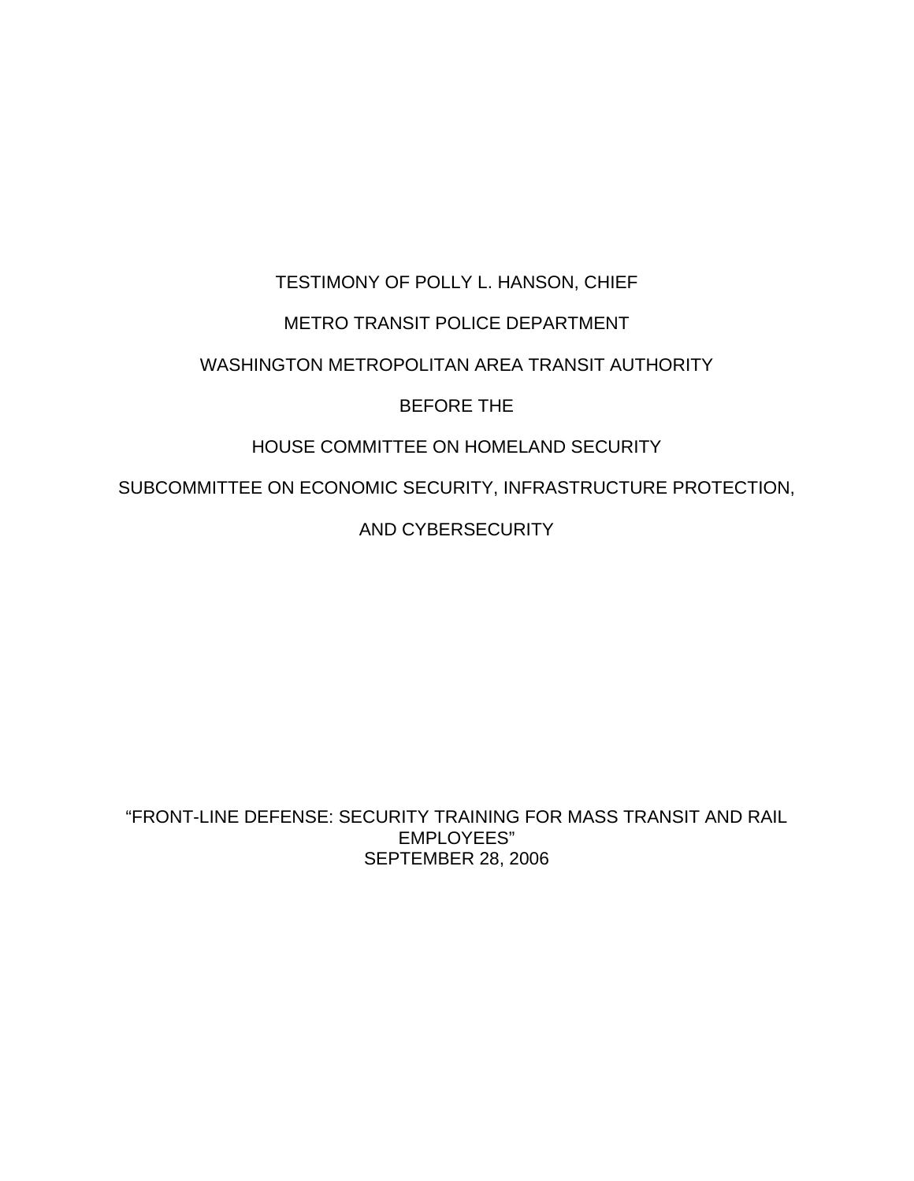TESTIMONY OF POLLY L. HANSON, CHIEF

METRO TRANSIT POLICE DEPARTMENT

WASHINGTON METROPOLITAN AREA TRANSIT AUTHORITY

BEFORE THE

HOUSE COMMITTEE ON HOMELAND SECURITY

SUBCOMMITTEE ON ECONOMIC SECURITY, INFRASTRUCTURE PROTECTION,

AND CYBERSECURITY

"FRONT-LINE DEFENSE: SECURITY TRAINING FOR MASS TRANSIT AND RAIL EMPLOYEES"

SEPTEMBER 28, 2006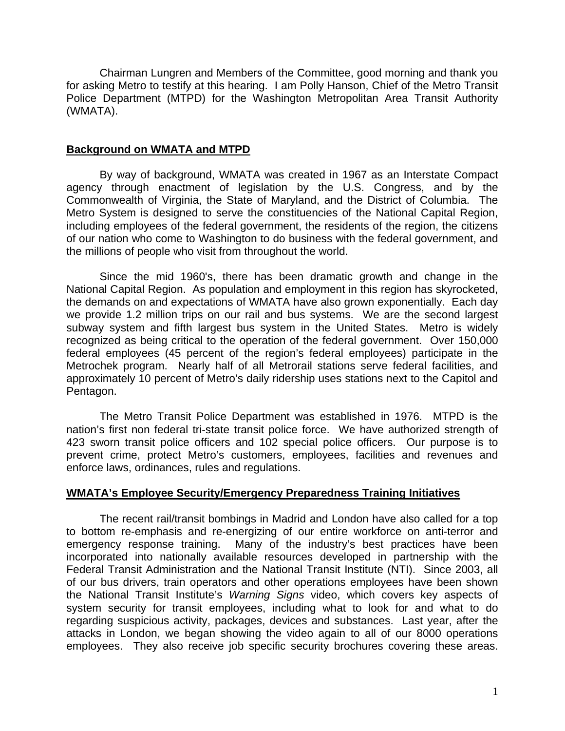Chairman Lungren and Members of the Committee, good morning and thank you for asking Metro to testify at this hearing. I am Polly Hanson, Chief of the Metro Transit Police Department (MTPD) for the Washington Metropolitan Area Transit Authority (WMATA).

## Background on WMATA and MTPD

By way of background, WMATA was created in 1967 as an Interstate Compact agency through enactment of legislation by the U.S. Congress, and by the Commonwealth of Virginia, the State of Maryland, and the District of Columbia. The Metro System is designed to serve the constituencies of the National Capital Region, including employees of the federal government, the residents of the region, the citizens of our nation who come to Washington to do business with the federal government, and the millions of people who visit from throughout the world.

Since the mid 1960's, there has been dramatic growth and change in the National Capital Region. As population and employment in this region has skyrocketed, the demands on and expectations of WMATA have also grown exponentially. Each day we provide 1.2 million trips on our rail and bus systems. We are the second largest subway system and fifth largest bus system in the United States. Metro is widely recognized as being critical to the operation of the federal government. Over 150,000 federal employees (45 percent of the region's federal employees) participate in the Metrochek program. Nearly half of all Metrorail stations serve federal facilities, and approximately 10 percent of Metro's daily ridership uses stations next to the Capitol and Pentagon.

The Metro Transit Police Department was established in 1976. MTPD is the nation's first non federal tri-state transit police force. We have authorized strength of 423 sworn transit police officers and 102 special police officers. Our purpose is to prevent crime, protect Metro's customers, employees, facilities and revenues and enforce laws, ordinances, rules and regulations.

## WMATA's Employee Security/Emergency Preparedness Training Initiatives

The recent rail/transit bombings in Madrid and London have also called for a top to bottom re-emphasis and re-energizing of our entire workforce on anti-terror and emergency response training. Many of the industry's best practices have been incorporated into nationally available resources developed in partnership with the Federal Transit Administration and the National Transit Institute (NTI). Since 2003, all of our bus drivers, train operators and other operations employees have been shown the National Transit Institute's *Warning Signs* video, which covers key aspects of system security for transit employees, including what to look for and what to do regarding suspicious activity, packages, devices and substances. Last year, after the attacks in London, we began showing the video again to all of our 8000 operations employees. They also receive job specific security brochures covering these areas.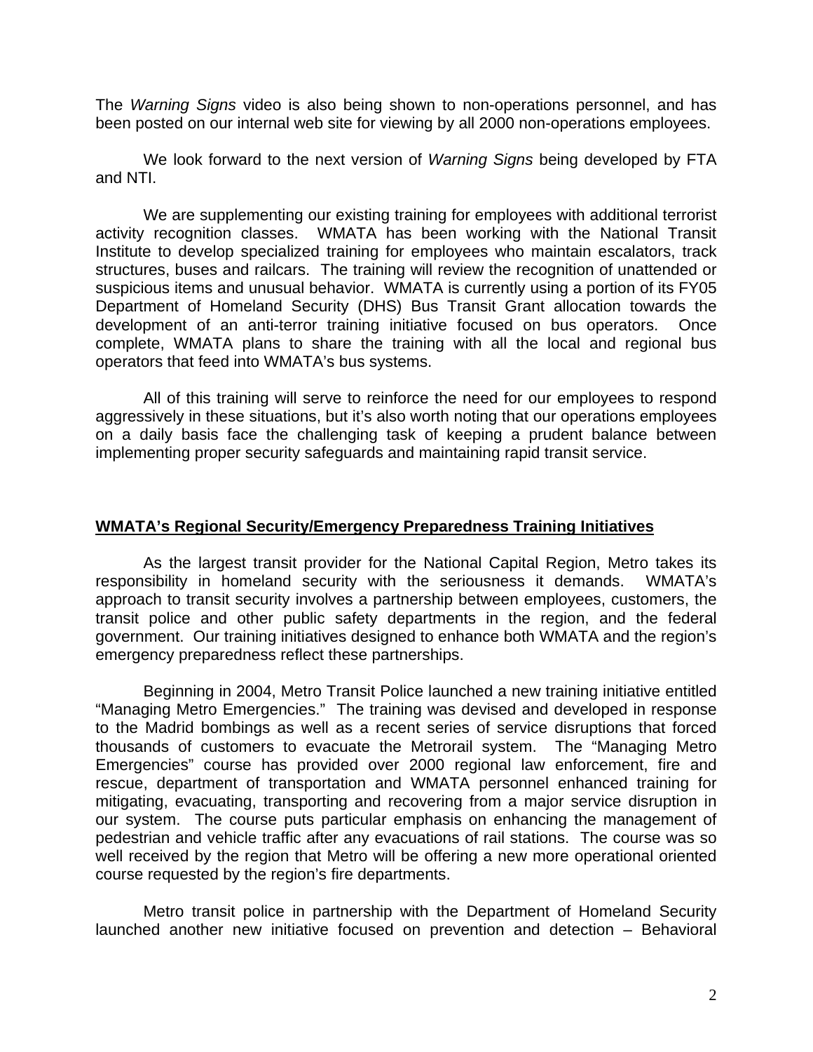The *Warning Signs* video is also being shown to non-operations personnel, and has been posted on our internal web site for viewing by all 2000 non-operations employees.

We look forward to the next version of *Warning Signs* being developed by FTA and NTI.

We are supplementing our existing training for employees with additional terrorist activity recognition classes. WMATA has been working with the National Transit Institute to develop specialized training for employees who maintain escalators, track structures, buses and railcars. The training will review the recognition of unattended or suspicious items and unusual behavior. WMATA is currently using a portion of its FY05 Department of Homeland Security (DHS) Bus Transit Grant allocation towards the development of an anti-terror training initiative focused on bus operators. Once complete, WMATA plans to share the training with all the local and regional bus operators that feed into WMATA's bus systems.

All of this training will serve to reinforce the need for our employees to respond aggressively in these situations, but it's also worth noting that our operations employees on a daily basis face the challenging task of keeping a prudent balance between implementing proper security safeguards and maintaining rapid transit service.

## WMATA's Regional Security/Emergency Preparedness Training Initiatives

As the largest transit provider for the National Capital Region, Metro takes its responsibility in homeland security with the seriousness it demands. WMATA's approach to transit security involves a partnership between employees, customers, the transit police and other public safety departments in the region, and the federal government. Our training initiatives designed to enhance both WMATA and the region's emergency preparedness reflect these partnerships.

Beginning in 2004, Metro Transit Police launched a new training initiative entitled "Managing Metro Emergencies." The training was devised and developed in response to the Madrid bombings as well as a recent series of service disruptions that forced thousands of customers to evacuate the Metrorail system. The "Managing Metro Emergencies" course has provided over 2000 regional law enforcement, fire and rescue, department of transportation and WMATA personnel enhanced training for mitigating, evacuating, transporting and recovering from a major service disruption in our system. The course puts particular emphasis on enhancing the management of pedestrian and vehicle traffic after any evacuations of rail stations. The course was so well received by the region that Metro will be offering a new more operational oriented course requested by the region's fire departments.

Metro transit police in partnership with the Department of Homeland Security launched another new initiative focused on prevention and detection – Behavioral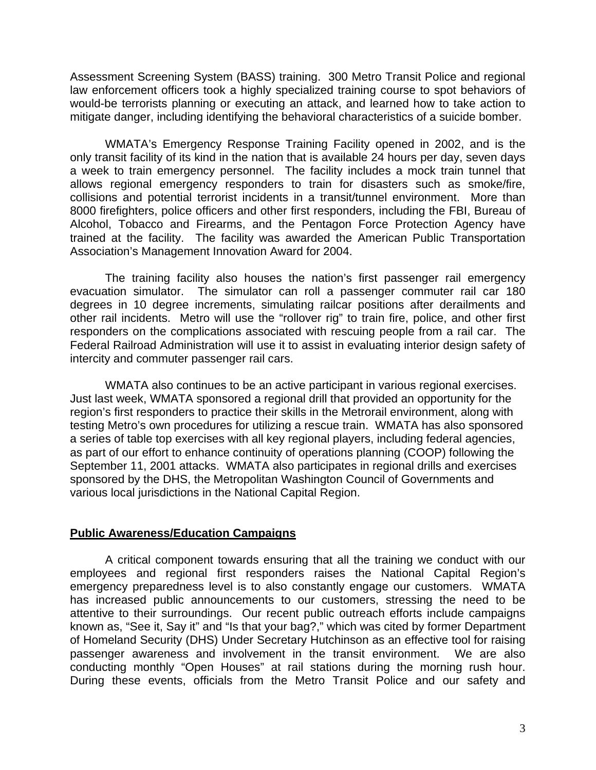Assessment Screening System (BASS) training. 300 Metro Transit Police and regional law enforcement officers took a highly specialized training course to spot behaviors of would-be terrorists planning or executing an attack, and learned how to take action to mitigate danger, including identifying the behavioral characteristics of a suicide bomber.

WMATA's Emergency Response Training Facility opened in 2002, and is the only transit facility of its kind in the nation that is available 24 hours per day, seven days a week to train emergency personnel. The facility includes a mock train tunnel that allows regional emergency responders to train for disasters such as smoke/fire, collisions and potential terrorist incidents in a transit/tunnel environment. More than 8000 firefighters, police officers and other first responders, including the FBI, Bureau of Alcohol, Tobacco and Firearms, and the Pentagon Force Protection Agency have trained at the facility. The facility was awarded the American Public Transportation Association's Management Innovation Award for 2004.

The training facility also houses the nation's first passenger rail emergency evacuation simulator. The simulator can roll a passenger commuter rail car 180 degrees in 10 degree increments, simulating railcar positions after derailments and other rail incidents. Metro will use the "rollover rig" to train fire, police, and other first responders on the complications associated with rescuing people from a rail car. The Federal Railroad Administration will use it to assist in evaluating interior design safety of intercity and commuter passenger rail cars.

WMATA also continues to be an active participant in various regional exercises. Just last week, WMATA sponsored a regional drill that provided an opportunity for the region's first responders to practice their skills in the Metrorail environment, along with testing Metro's own procedures for utilizing a rescue train. WMATA has also sponsored a series of table top exercises with all key regional players, including federal agencies, as part of our effort to enhance continuity of operations planning (COOP) following the September 11, 2001 attacks. WMATA also participates in regional drills and exercises sponsored by the DHS, the Metropolitan Washington Council of Governments and various local jurisdictions in the National Capital Region.

## Public Awareness/Education Campaigns

A critical component towards ensuring that all the training we conduct with our employees and regional first responders raises the National Capital Region's emergency preparedness level is to also constantly engage our customers. WMATA has increased public announcements to our customers, stressing the need to be attentive to their surroundings. Our recent public outreach efforts include campaigns known as, "See it, Say it" and "Is that your bag?," which was cited by former Department of Homeland Security (DHS) Under Secretary Hutchinson as an effective tool for raising passenger awareness and involvement in the transit environment. We are also conducting monthly "Open Houses" at rail stations during the morning rush hour. During these events, officials from the Metro Transit Police and our safety and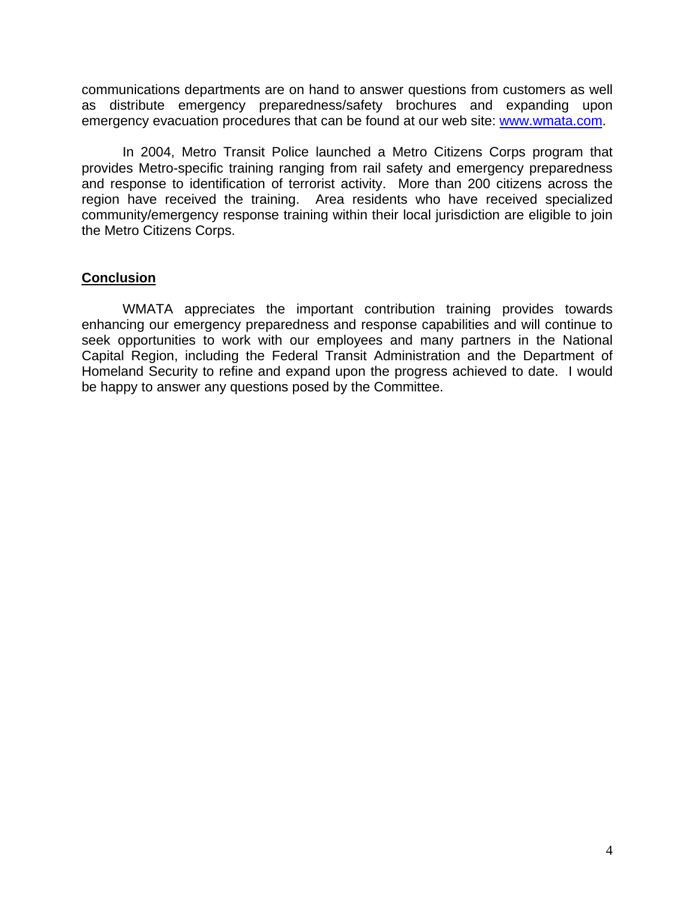communications departments are on hand to answer questions from customers as well as distribute emergency preparedness/safety brochures and expanding upon emergency evacuation procedures that can be found at our web site: [www.wmata.com](http://www.wmata.com).

In 2004, Metro Transit Police launched a Metro Citizens Corps program that provides Metro-specific training ranging from rail safety and emergency preparedness and response to identification of terrorist activity. More than 200 citizens across the region have received the training. Area residents who have received specialized community/emergency response training within their local jurisdiction are eligible to join the Metro Citizens Corps.

## Conclusion

WMATA appreciates the important contribution training provides towards enhancing our emergency preparedness and response capabilities and will continue to seek opportunities to work with our employees and many partners in the National Capital Region, including the Federal Transit Administration and the Department of Homeland Security to refine and expand upon the progress achieved to date. I would be happy to answer any questions posed by the Committee.